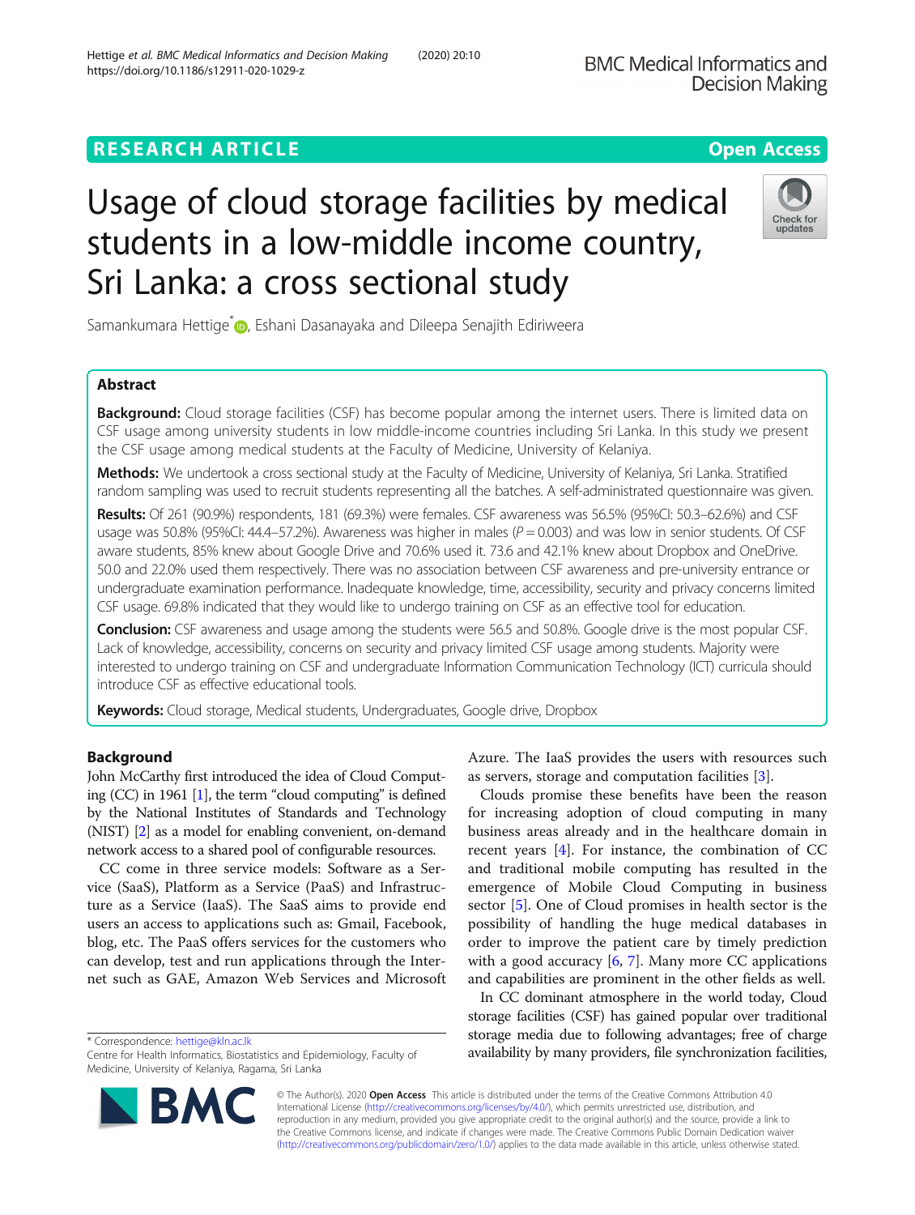RESEARCH ARTICLE

Open Access

# Usage of cloud storage facilities by medical students in a low-middle income country, Sri Lanka: a cross sectional study

Samankumara Hettige*, Eshani Dasanayaka and Dileepa Senajith Ediriweera

## Abstract

**Background:** Cloud storage facilities (CSF) has become popular among the internet users. There is limited data on CSF usage among university students in low middle-income countries including Sri Lanka. In this study we present the CSF usage among medical students at the Faculty of Medicine, University of Kelaniya.

**Methods:** We undertook a cross sectional study at the Faculty of Medicine, University of Kelaniya, Sri Lanka. Stratified random sampling was used to recruit students representing all the batches. A self-administrated questionnaire was given.

**Results:** Of 261 (90.9%) respondents, 181 (69.3%) were females. CSF awareness was 56.5% (95%CI: 50.3–62.6%) and CSF usage was 50.8% (95%CI: 44.4–57.2%). Awareness was higher in males ($P = 0.003$) and was low in senior students. Of CSF aware students, 85% knew about Google Drive and 70.6% used it. 73.6 and 42.1% knew about Dropbox and OneDrive. 50.0 and 22.0% used them respectively. There was no association between CSF awareness and pre-university entrance or undergraduate examination performance. Inadequate knowledge, time, accessibility, security and privacy concerns limited CSF usage. 69.8% indicated that they would like to undergo training on CSF as an effective tool for education.

**Conclusion:** CSF awareness and usage among the students were 56.5 and 50.8%. Google drive is the most popular CSF. Lack of knowledge, accessibility, concerns on security and privacy limited CSF usage among students. Majority were interested to undergo training on CSF and undergraduate Information Communication Technology (ICT) curricula should introduce CSF as effective educational tools.

**Keywords:** Cloud storage, Medical students, Undergraduates, Google drive, Dropbox

## Background

John McCarthy first introduced the idea of Cloud Computing (CC) in 1961 [1], the term "cloud computing" is defined by the National Institutes of Standards and Technology (NIST) [2] as a model for enabling convenient, on-demand network access to a shared pool of configurable resources.

CC come in three service models: Software as a Service (SaaS), Platform as a Service (PaaS) and Infrastructure as a Service (IaaS). The SaaS aims to provide end users an access to applications such as: Gmail, Facebook, blog, etc. The PaaS offers services for the customers who can develop, test and run applications through the Internet such as GAE, Amazon Web Services and Microsoft Azure. The IaaS provides the users with resources such as servers, storage and computation facilities [3].

Clouds promise these benefits have been the reason for increasing adoption of cloud computing in many business areas already and in the healthcare domain in recent years [4]. For instance, the combination of CC and traditional mobile computing has resulted in the emergence of Mobile Cloud Computing in business sector [5]. One of Cloud promises in health sector is the possibility of handling the huge medical databases in order to improve the patient care by timely prediction with a good accuracy [6, 7]. Many more CC applications and capabilities are prominent in the other fields as well.

In CC dominant atmosphere in the world today, Cloud storage facilities (CSF) has gained popular over traditional storage media due to following advantages; free of charge availability by many providers, file synchronization facilities,

* Correspondence: hettige@kln.ac.lk
Centre for Health Informatics, Biostatistics and Epidemiology, Faculty of Medicine, University of Kelaniya, Ragama, Sri Lanka

© The Author(s). 2020 **Open Access** This article is distributed under the terms of the Creative Commons Attribution 4.0 International License (http://creativecommons.org/licenses/by/4.0/), which permits unrestricted use, distribution, and reproduction in any medium, provided you give appropriate credit to the original author(s) and the source, provide a link to the Creative Commons license, and indicate if changes were made. The Creative Commons Public Domain Dedication waiver (http://creativecommons.org/publicdomain/zero/1.0/) applies to the data made available in this article, unless otherwise stated.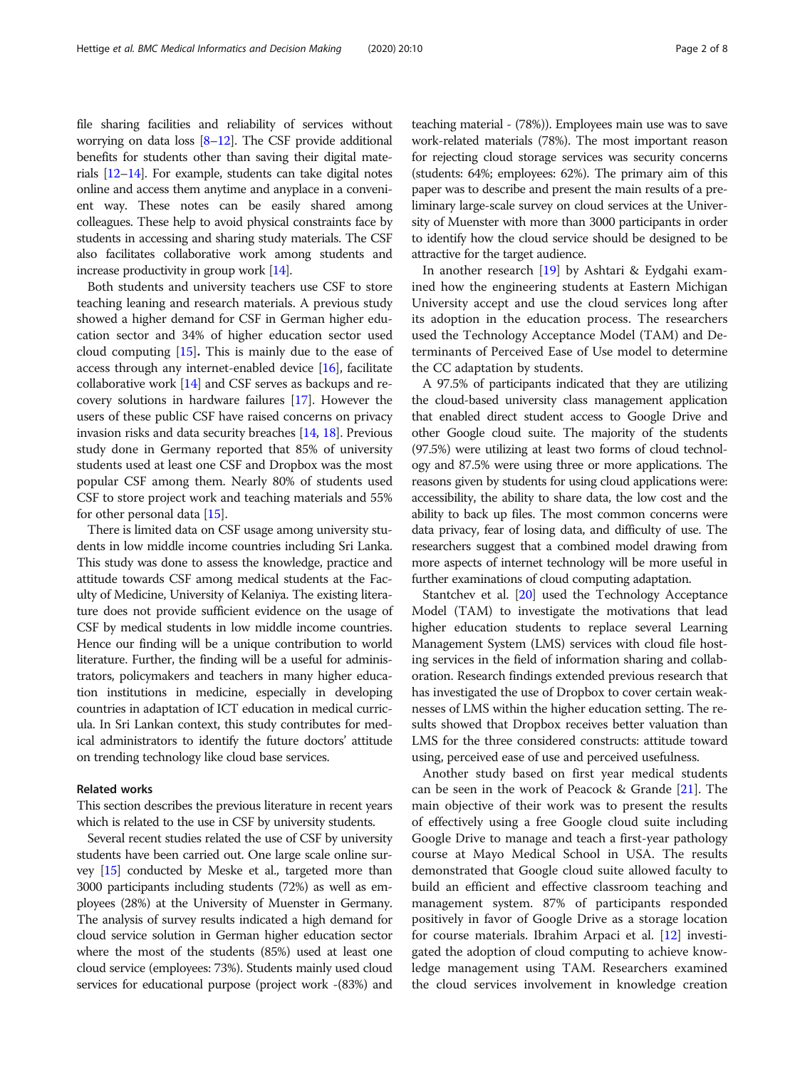file sharing facilities and reliability of services without worrying on data loss [8–12]. The CSF provide additional benefits for students other than saving their digital materials [12–14]. For example, students can take digital notes online and access them anytime and anyplace in a convenient way. These notes can be easily shared among colleagues. These help to avoid physical constraints face by students in accessing and sharing study materials. The CSF also facilitates collaborative work among students and increase productivity in group work [14].

Both students and university teachers use CSF to store teaching leaning and research materials. A previous study showed a higher demand for CSF in German higher education sector and 34% of higher education sector used cloud computing [15]. This is mainly due to the ease of access through any internet-enabled device [16], facilitate collaborative work [14] and CSF serves as backups and recovery solutions in hardware failures [17]. However the users of these public CSF have raised concerns on privacy invasion risks and data security breaches [14, 18]. Previous study done in Germany reported that 85% of university students used at least one CSF and Dropbox was the most popular CSF among them. Nearly 80% of students used CSF to store project work and teaching materials and 55% for other personal data [15].

There is limited data on CSF usage among university students in low middle income countries including Sri Lanka. This study was done to assess the knowledge, practice and attitude towards CSF among medical students at the Faculty of Medicine, University of Kelaniya. The existing literature does not provide sufficient evidence on the usage of CSF by medical students in low middle income countries. Hence our finding will be a unique contribution to world literature. Further, the finding will be a useful for administrators, policymakers and teachers in many higher education institutions in medicine, especially in developing countries in adaptation of ICT education in medical curricula. In Sri Lankan context, this study contributes for medical administrators to identify the future doctors' attitude on trending technology like cloud base services.

### Related works

This section describes the previous literature in recent years which is related to the use in CSF by university students.

Several recent studies related the use of CSF by university students have been carried out. One large scale online survey [15] conducted by Meske et al., targeted more than 3000 participants including students (72%) as well as employees (28%) at the University of Muenster in Germany. The analysis of survey results indicated a high demand for cloud service solution in German higher education sector where the most of the students (85%) used at least one cloud service (employees: 73%). Students mainly used cloud services for educational purpose (project work -(83%) and teaching material - (78%)). Employees main use was to save work-related materials (78%). The most important reason for rejecting cloud storage services was security concerns (students: 64%; employees: 62%). The primary aim of this paper was to describe and present the main results of a preliminary large-scale survey on cloud services at the University of Muenster with more than 3000 participants in order to identify how the cloud service should be designed to be attractive for the target audience.

In another research [19] by Ashtari & Eydgahi examined how the engineering students at Eastern Michigan University accept and use the cloud services long after its adoption in the education process. The researchers used the Technology Acceptance Model (TAM) and Determinants of Perceived Ease of Use model to determine the CC adaptation by students.

A 97.5% of participants indicated that they are utilizing the cloud-based university class management application that enabled direct student access to Google Drive and other Google cloud suite. The majority of the students (97.5%) were utilizing at least two forms of cloud technology and 87.5% were using three or more applications. The reasons given by students for using cloud applications were: accessibility, the ability to share data, the low cost and the ability to back up files. The most common concerns were data privacy, fear of losing data, and difficulty of use. The researchers suggest that a combined model drawing from more aspects of internet technology will be more useful in further examinations of cloud computing adaptation.

Stantchev et al. [20] used the Technology Acceptance Model (TAM) to investigate the motivations that lead higher education students to replace several Learning Management System (LMS) services with cloud file hosting services in the field of information sharing and collaboration. Research findings extended previous research that has investigated the use of Dropbox to cover certain weaknesses of LMS within the higher education setting. The results showed that Dropbox receives better valuation than LMS for the three considered constructs: attitude toward using, perceived ease of use and perceived usefulness.

Another study based on first year medical students can be seen in the work of Peacock & Grande [21]. The main objective of their work was to present the results of effectively using a free Google cloud suite including Google Drive to manage and teach a first-year pathology course at Mayo Medical School in USA. The results demonstrated that Google cloud suite allowed faculty to build an efficient and effective classroom teaching and management system. 87% of participants responded positively in favor of Google Drive as a storage location for course materials. Ibrahim Arpaci et al. [12] investigated the adoption of cloud computing to achieve knowledge management using TAM. Researchers examined the cloud services involvement in knowledge creation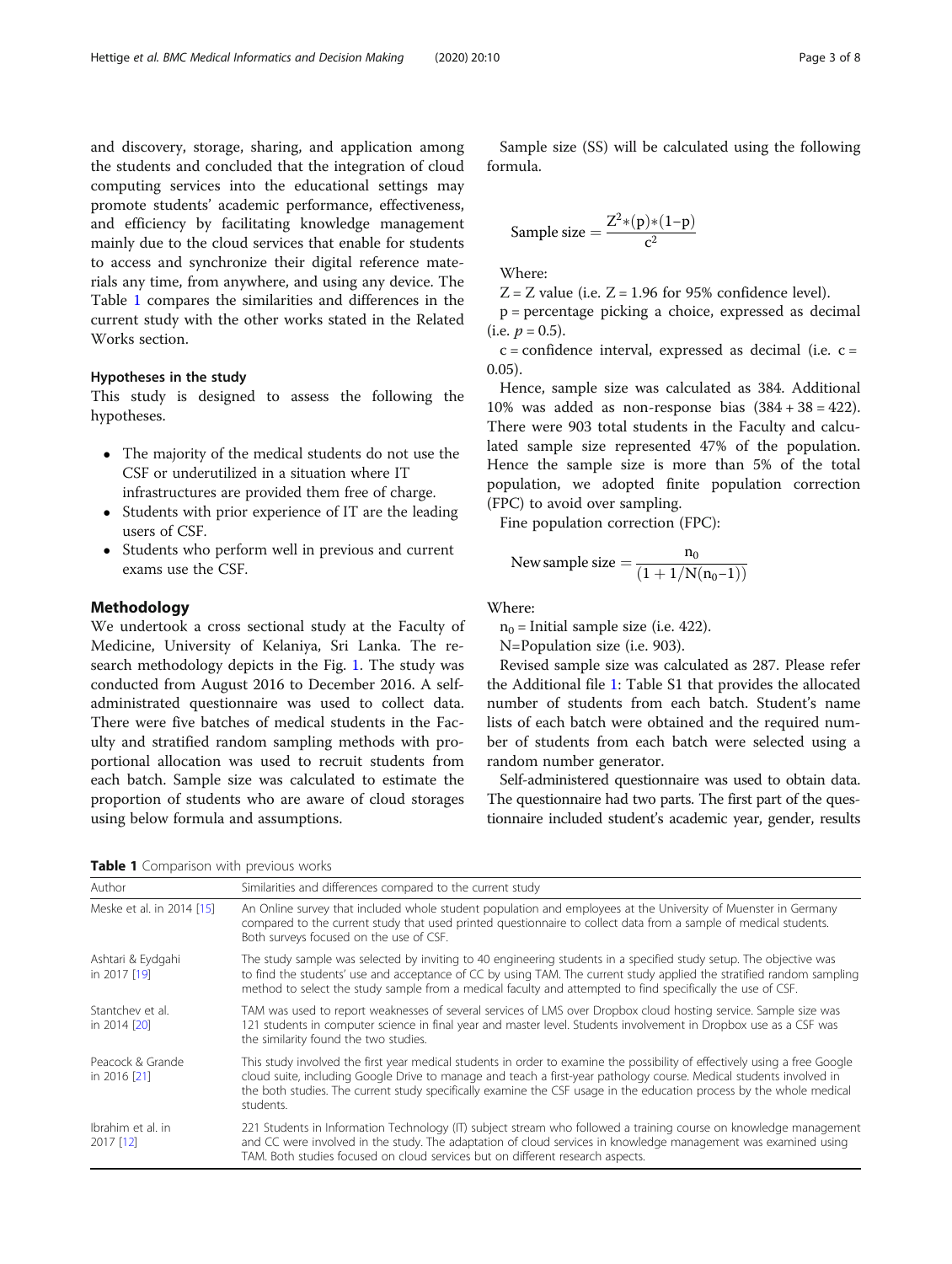and discovery, storage, sharing, and application among the students and concluded that the integration of cloud computing services into the educational settings may promote students' academic performance, effectiveness, and efficiency by facilitating knowledge management mainly due to the cloud services that enable for students to access and synchronize their digital reference materials any time, from anywhere, and using any device. The Table 1 compares the similarities and differences in the current study with the other works stated in the Related Works section.

### Hypotheses in the study

This study is designed to assess the following the hypotheses.

- The majority of the medical students do not use the CSF or underutilized in a situation where IT infrastructures are provided them free of charge.
- Students with prior experience of IT are the leading users of CSF.
- Students who perform well in previous and current exams use the CSF.

## Methodology

We undertook a cross sectional study at the Faculty of Medicine, University of Kelaniya, Sri Lanka. The research methodology depicts in the Fig. 1. The study was conducted from August 2016 to December 2016. A self-administrated questionnaire was used to collect data. There were five batches of medical students in the Faculty and stratified random sampling methods with proportional allocation was used to recruit students from each batch. Sample size was calculated to estimate the proportion of students who are aware of cloud storages using below formula and assumptions.

Sample size (SS) will be calculated using the following formula.

$$\text{Sample size} = \frac{Z^2 * (p) * (1-p)}{c^2}$$

Where:

Z = Z value (i.e. Z = 1.96 for 95% confidence level).

p = percentage picking a choice, expressed as decimal (i.e. $p = 0.5$).

c = confidence interval, expressed as decimal (i.e. c = 0.05).

Hence, sample size was calculated as 384. Additional 10% was added as non-response bias (384 + 38 = 422). There were 903 total students in the Faculty and calculated sample size represented 47% of the population. Hence the sample size is more than 5% of the total population, we adopted finite population correction (FPC) to avoid over sampling.

Fine population correction (FPC):

$$\text{New sample size} = \frac{n_0}{(1 + 1/N(n_0 - 1))}$$

Where:

$n_0$ = Initial sample size (i.e. 422).

N=Population size (i.e. 903).

Revised sample size was calculated as 287. Please refer the Additional file 1: Table S1 that provides the allocated number of students from each batch. Student's name lists of each batch were obtained and the required number of students from each batch were selected using a random number generator.

Self-administered questionnaire was used to obtain data. The questionnaire had two parts. The first part of the questionnaire included student's academic year, gender, results

**Table 1** Comparison with previous works

| Author | Similarities and differences compared to the current study |
|---|---|
| Meske et al. in 2014 [15] | An Online survey that included whole student population and employees at the University of Muenster in Germany compared to the current study that used printed questionnaire to collect data from a sample of medical students. Both surveys focused on the use of CSF. |
| Ashtari & Eydgahi in 2017 [19] | The study sample was selected by inviting to 40 engineering students in a specified study setup. The objective was to find the students' use and acceptance of CC by using TAM. The current study applied the stratified random sampling method to select the study sample from a medical faculty and attempted to find specifically the use of CSF. |
| Stantchev et al. in 2014 [20] | TAM was used to report weaknesses of several services of LMS over Dropbox cloud hosting service. Sample size was 121 students in computer science in final year and master level. Students involvement in Dropbox use as a CSF was the similarity found the two studies. |
| Peacock & Grande in 2016 [21] | This study involved the first year medical students in order to examine the possibility of effectively using a free Google cloud suite, including Google Drive to manage and teach a first-year pathology course. Medical students involved in the both studies. The current study specifically examine the CSF usage in the education process by the whole medical students. |
| Ibrahim et al. in 2017 [12] | 221 Students in Information Technology (IT) subject stream who followed a training course on knowledge management and CC were involved in the study. The adaptation of cloud services in knowledge management was examined using TAM. Both studies focused on cloud services but on different research aspects. |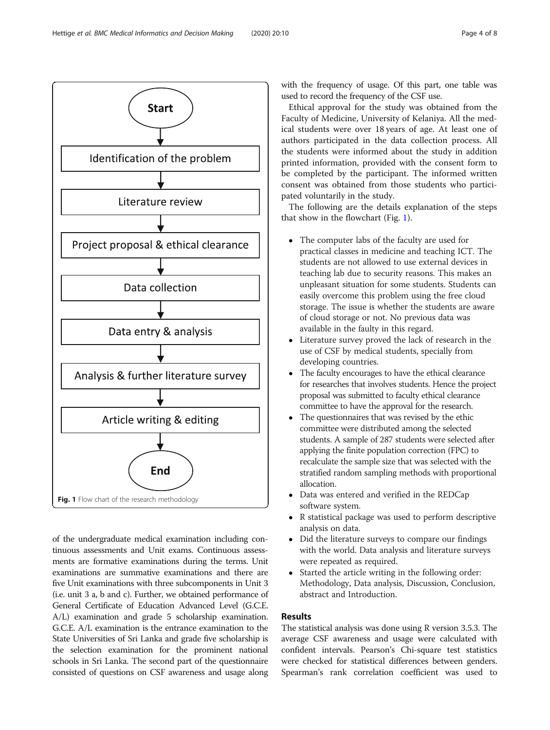Start

Identification of the problem

Literature review

Project proposal & ethical clearance

Data collection

Data entry & analysis

Analysis & further literature survey

Article writing & editing

End

**Fig. 1** Flow chart of the research methodology

of the undergraduate medical examination including continuous assessments and Unit exams. Continuous assessments are formative examinations during the terms. Unit examinations are summative examinations and there are five Unit examinations with three subcomponents in Unit 3 (i.e. unit 3 a, b and c). Further, we obtained performance of General Certificate of Education Advanced Level (G.C.E. A/L) examination and grade 5 scholarship examination. G.C.E. A/L examination is the entrance examination to the State Universities of Sri Lanka and grade five scholarship is the selection examination for the prominent national schools in Sri Lanka. The second part of the questionnaire consisted of questions on CSF awareness and usage along with the frequency of usage. Of this part, one table was used to record the frequency of the CSF use.

Ethical approval for the study was obtained from the Faculty of Medicine, University of Kelaniya. All the medical students were over 18 years of age. At least one of authors participated in the data collection process. All the students were informed about the study in addition printed information, provided with the consent form to be completed by the participant. The informed written consent was obtained from those students who participated voluntarily in the study.

The following are the details explanation of the steps that show in the flowchart (Fig. 1).

- The computer labs of the faculty are used for practical classes in medicine and teaching ICT. The students are not allowed to use external devices in teaching lab due to security reasons. This makes an unpleasant situation for some students. Students can easily overcome this problem using the free cloud storage. The issue is whether the students are aware of cloud storage or not. No previous data was available in the faulty in this regard.
- Literature survey proved the lack of research in the use of CSF by medical students, specially from developing countries.
- The faculty encourages to have the ethical clearance for researches that involves students. Hence the project proposal was submitted to faculty ethical clearance committee to have the approval for the research.
- The questionnaires that was revised by the ethic committee were distributed among the selected students. A sample of 287 students were selected after applying the finite population correction (FPC) to recalculate the sample size that was selected with the stratified random sampling methods with proportional allocation.
- Data was entered and verified in the REDCap software system.
- R statistical package was used to perform descriptive analysis on data.
- Did the literature surveys to compare our findings with the world. Data analysis and literature surveys were repeated as required.
- Started the article writing in the following order: Methodology, Data analysis, Discussion, Conclusion, abstract and Introduction.

## Results

The statistical analysis was done using R version 3.5.3. The average CSF awareness and usage were calculated with confident intervals. Pearson's Chi-square test statistics were checked for statistical differences between genders. Spearman's rank correlation coefficient was used to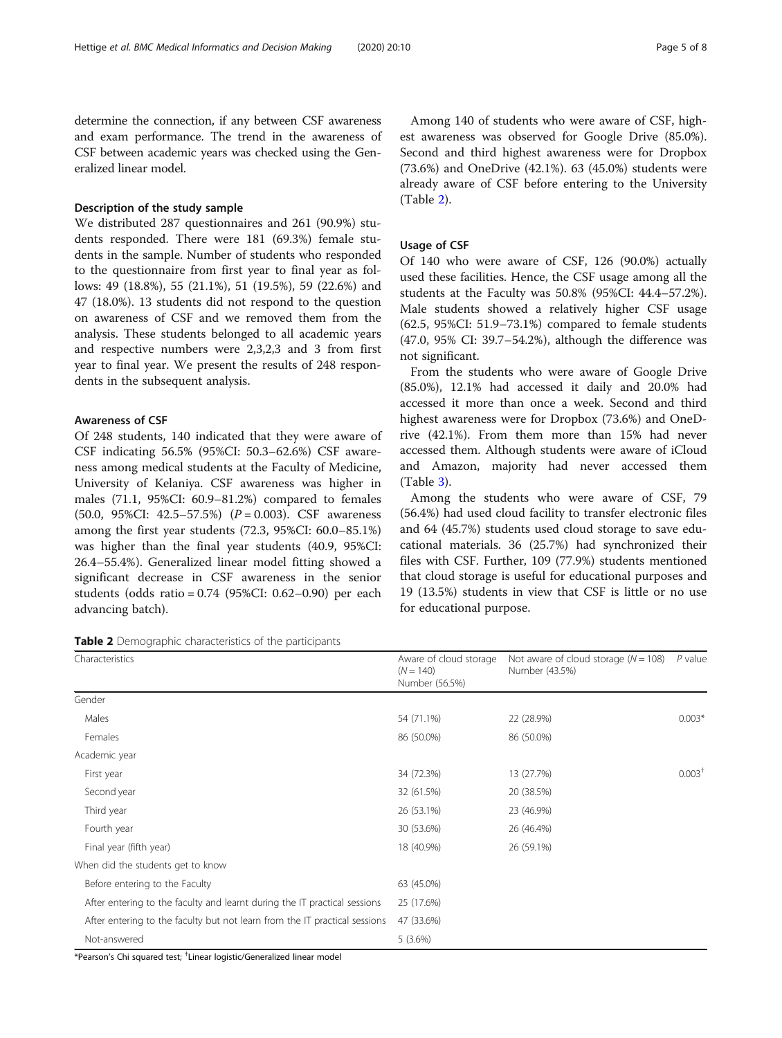determine the connection, if any between CSF awareness and exam performance. The trend in the awareness of CSF between academic years was checked using the Generalized linear model.

### Description of the study sample

We distributed 287 questionnaires and 261 (90.9%) students responded. There were 181 (69.3%) female students in the sample. Number of students who responded to the questionnaire from first year to final year as follows: 49 (18.8%), 55 (21.1%), 51 (19.5%), 59 (22.6%) and 47 (18.0%). 13 students did not respond to the question on awareness of CSF and we removed them from the analysis. These students belonged to all academic years and respective numbers were 2,3,2,3 and 3 from first year to final year. We present the results of 248 respondents in the subsequent analysis.

### Awareness of CSF

Of 248 students, 140 indicated that they were aware of CSF indicating 56.5% (95%CI: 50.3–62.6%) CSF awareness among medical students at the Faculty of Medicine, University of Kelaniya. CSF awareness was higher in males (71.1, 95%CI: 60.9–81.2%) compared to females (50.0, 95%CI: 42.5–57.5%) ($P = 0.003$). CSF awareness among the first year students (72.3, 95%CI: 60.0–85.1%) was higher than the final year students (40.9, 95%CI: 26.4–55.4%). Generalized linear model fitting showed a significant decrease in CSF awareness in the senior students (odds ratio = 0.74 (95%CI: 0.62–0.90) per each advancing batch).

Among 140 of students who were aware of CSF, highest awareness was observed for Google Drive (85.0%). Second and third highest awareness were for Dropbox (73.6%) and OneDrive (42.1%). 63 (45.0%) students were already aware of CSF before entering to the University (Table 2).

### Usage of CSF

Of 140 who were aware of CSF, 126 (90.0%) actually used these facilities. Hence, the CSF usage among all the students at the Faculty was 50.8% (95%CI: 44.4–57.2%). Male students showed a relatively higher CSF usage (62.5, 95%CI: 51.9–73.1%) compared to female students (47.0, 95% CI: 39.7–54.2%), although the difference was not significant.

From the students who were aware of Google Drive (85.0%), 12.1% had accessed it daily and 20.0% had accessed it more than once a week. Second and third highest awareness were for Dropbox (73.6%) and OneDrive (42.1%). From them more than 15% had never accessed them. Although students were aware of iCloud and Amazon, majority had never accessed them (Table 3).

Among the students who were aware of CSF, 79 (56.4%) had used cloud facility to transfer electronic files and 64 (45.7%) students used cloud storage to save educational materials. 36 (25.7%) had synchronized their files with CSF. Further, 109 (77.9%) students mentioned that cloud storage is useful for educational purposes and 19 (13.5%) students in view that CSF is little or no use for educational purpose.

**Table 2** Demographic characteristics of the participants

| Characteristics | Aware of cloud storage ($N = 140$) Number (56.5%) | Not aware of cloud storage ($N = 108$) Number (43.5%) | *P* value |
|---|---|---|---|
| Gender | | | |
| Males | 54 (71.1%) | 22 (28.9%) | 0.003* |
| Females | 86 (50.0%) | 86 (50.0%) | |
| Academic year | | | |
| First year | 34 (72.3%) | 13 (27.7%) | 0.003[†] |
| Second year | 32 (61.5%) | 20 (38.5%) | |
| Third year | 26 (53.1%) | 23 (46.9%) | |
| Fourth year | 30 (53.6%) | 26 (46.4%) | |
| Final year (fifth year) | 18 (40.9%) | 26 (59.1%) | |
| When did the students get to know | | | |
| Before entering to the Faculty | 63 (45.0%) | | |
| After entering to the faculty and learnt during the IT practical sessions | 25 (17.6%) | | |
| After entering to the faculty but not learn from the IT practical sessions | 47 (33.6%) | | |
| Not-answered | 5 (3.6%) | | |

*Pearson's Chi squared test; [†]Linear logistic/Generalized linear model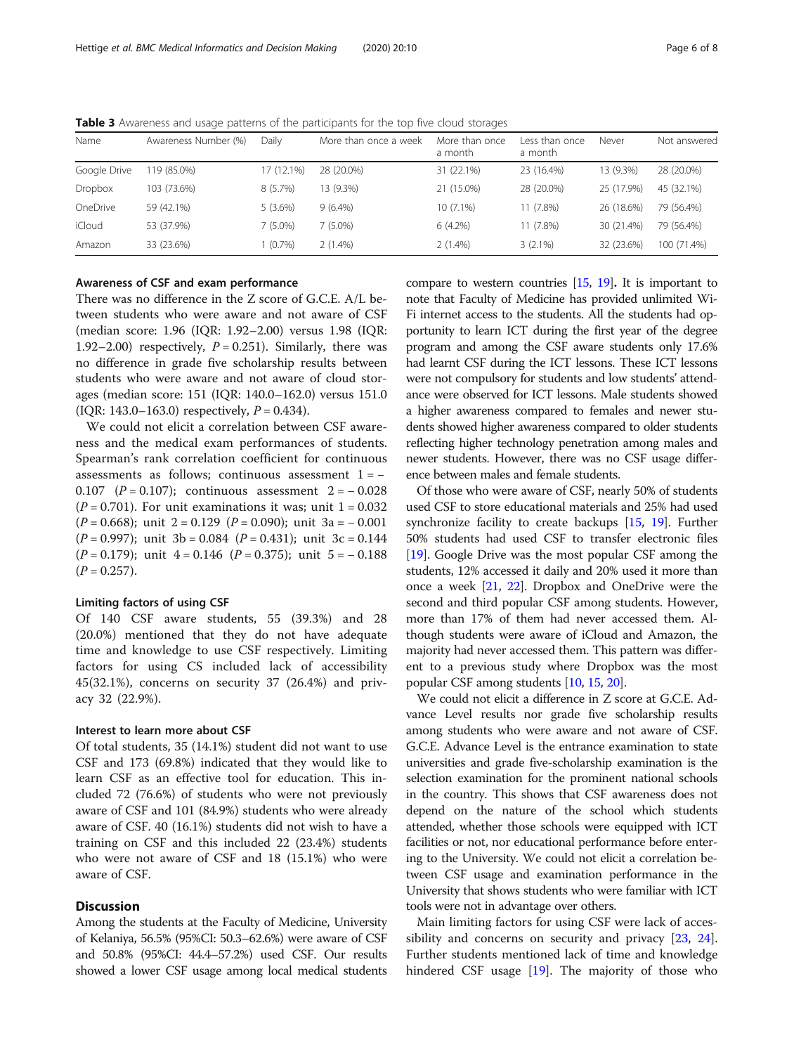**Table 3** Awareness and usage patterns of the participants for the top five cloud storages

| Name | Awareness Number (%) | Daily | More than once a week | More than once a month | Less than once a month | Never | Not answered |
|---|---|---|---|---|---|---|---|
| Google Drive | 119 (85.0%) | 17 (12.1%) | 28 (20.0%) | 31 (22.1%) | 23 (16.4%) | 13 (9.3%) | 28 (20.0%) |
| Dropbox | 103 (73.6%) | 8 (5.7%) | 13 (9.3%) | 21 (15.0%) | 28 (20.0%) | 25 (17.9%) | 45 (32.1%) |
| OneDrive | 59 (42.1%) | 5 (3.6%) | 9 (6.4%) | 10 (7.1%) | 11 (7.8%) | 26 (18.6%) | 79 (56.4%) |
| iCloud | 53 (37.9%) | 7 (5.0%) | 7 (5.0%) | 6 (4.2%) | 11 (7.8%) | 30 (21.4%) | 79 (56.4%) |
| Amazon | 33 (23.6%) | 1 (0.7%) | 2 (1.4%) | 2 (1.4%) | 3 (2.1%) | 32 (23.6%) | 100 (71.4%) |

### Awareness of CSF and exam performance

There was no difference in the Z score of G.C.E. A/L between students who were aware and not aware of CSF (median score: 1.96 (IQR: 1.92–2.00) versus 1.98 (IQR: 1.92–2.00) respectively, $P = 0.251$). Similarly, there was no difference in grade five scholarship results between students who were aware and not aware of cloud storages (median score: 151 (IQR: 140.0–162.0) versus 151.0 (IQR: 143.0–163.0) respectively, $P = 0.434$).

We could not elicit a correlation between CSF awareness and the medical exam performances of students. Spearman's rank correlation coefficient for continuous assessments as follows; continuous assessment 1 = −0.107 ($P = 0.107$); continuous assessment 2 = − 0.028 ($P = 0.701$). For unit examinations it was; unit 1 = 0.032 ($P = 0.668$); unit 2 = 0.129 ($P = 0.090$); unit 3a = − 0.001 ($P = 0.997$); unit 3b = 0.084 ($P = 0.431$); unit 3c = 0.144 ($P = 0.179$); unit 4 = 0.146 ($P = 0.375$); unit 5 = − 0.188 ($P = 0.257$).

### Limiting factors of using CSF

Of 140 CSF aware students, 55 (39.3%) and 28 (20.0%) mentioned that they do not have adequate time and knowledge to use CSF respectively. Limiting factors for using CS included lack of accessibility 45(32.1%), concerns on security 37 (26.4%) and privacy 32 (22.9%).

### Interest to learn more about CSF

Of total students, 35 (14.1%) student did not want to use CSF and 173 (69.8%) indicated that they would like to learn CSF as an effective tool for education. This included 72 (76.6%) of students who were not previously aware of CSF and 101 (84.9%) students who were already aware of CSF. 40 (16.1%) students did not wish to have a training on CSF and this included 22 (23.4%) students who were not aware of CSF and 18 (15.1%) who were aware of CSF.

## Discussion

Among the students at the Faculty of Medicine, University of Kelaniya, 56.5% (95%CI: 50.3–62.6%) were aware of CSF and 50.8% (95%CI: 44.4–57.2%) used CSF. Our results showed a lower CSF usage among local medical students compare to western countries [15, 19]**.** It is important to note that Faculty of Medicine has provided unlimited Wi-Fi internet access to the students. All the students had opportunity to learn ICT during the first year of the degree program and among the CSF aware students only 17.6% had learnt CSF during the ICT lessons. These ICT lessons were not compulsory for students and low students' attendance were observed for ICT lessons. Male students showed a higher awareness compared to females and newer students showed higher awareness compared to older students reflecting higher technology penetration among males and newer students. However, there was no CSF usage difference between males and female students.

Of those who were aware of CSF, nearly 50% of students used CSF to store educational materials and 25% had used synchronize facility to create backups [15, 19]. Further 50% students had used CSF to transfer electronic files [19]. Google Drive was the most popular CSF among the students, 12% accessed it daily and 20% used it more than once a week [21, 22]. Dropbox and OneDrive were the second and third popular CSF among students. However, more than 17% of them had never accessed them. Although students were aware of iCloud and Amazon, the majority had never accessed them. This pattern was different to a previous study where Dropbox was the most popular CSF among students [10, 15, 20].

We could not elicit a difference in Z score at G.C.E. Advance Level results nor grade five scholarship results among students who were aware and not aware of CSF. G.C.E. Advance Level is the entrance examination to state universities and grade five-scholarship examination is the selection examination for the prominent national schools in the country. This shows that CSF awareness does not depend on the nature of the school which students attended, whether those schools were equipped with ICT facilities or not, nor educational performance before entering to the University. We could not elicit a correlation between CSF usage and examination performance in the University that shows students who were familiar with ICT tools were not in advantage over others.

Main limiting factors for using CSF were lack of accessibility and concerns on security and privacy [23, 24]. Further students mentioned lack of time and knowledge hindered CSF usage [19]. The majority of those who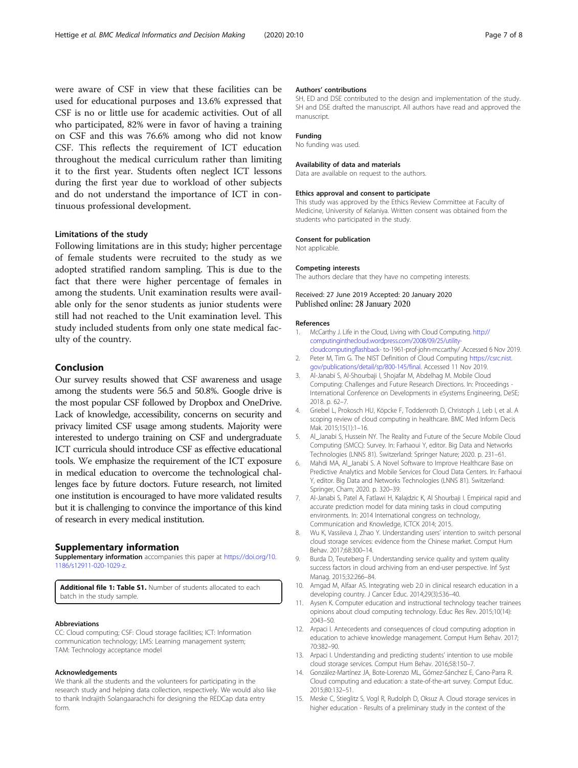were aware of CSF in view that these facilities can be used for educational purposes and 13.6% expressed that CSF is no or little use for academic activities. Out of all who participated, 82% were in favor of having a training on CSF and this was 76.6% among who did not know CSF. This reflects the requirement of ICT education throughout the medical curriculum rather than limiting it to the first year. Students often neglect ICT lessons during the first year due to workload of other subjects and do not understand the importance of ICT in continuous professional development.

### Limitations of the study

Following limitations are in this study; higher percentage of female students were recruited to the study as we adopted stratified random sampling. This is due to the fact that there were higher percentage of females in among the students. Unit examination results were available only for the senor students as junior students were still had not reached to the Unit examination level. This study included students from only one state medical faculty of the country.

## Conclusion

Our survey results showed that CSF awareness and usage among the students were 56.5 and 50.8%. Google drive is the most popular CSF followed by Dropbox and OneDrive. Lack of knowledge, accessibility, concerns on security and privacy limited CSF usage among students. Majority were interested to undergo training on CSF and undergraduate ICT curricula should introduce CSF as effective educational tools. We emphasize the requirement of the ICT exposure in medical education to overcome the technological challenges face by future doctors. Future research, not limited one institution is encouraged to have more validated results but it is challenging to convince the importance of this kind of research in every medical institution.

## Supplementary information

**Supplementary information** accompanies this paper at https://doi.org/10.1186/s12911-020-1029-z.

**Additional file 1: Table S1.** Number of students allocated to each batch in the study sample.

#### Abbreviations

CC: Cloud computing; CSF: Cloud storage facilities; ICT: Information communication technology; LMS: Learning management system; TAM: Technology acceptance model

#### Acknowledgements

We thank all the students and the volunteers for participating in the research study and helping data collection, respectively. We would also like to thank Indrajith Solangaarachchi for designing the REDCap data entry form.

#### Authors' contributions

SH, ED and DSE contributed to the design and implementation of the study. SH and DSE drafted the manuscript. All authors have read and approved the manuscript.

#### Funding

No funding was used.

#### Availability of data and materials

Data are available on request to the authors.

#### Ethics approval and consent to participate

This study was approved by the Ethics Review Committee at Faculty of Medicine, University of Kelaniya. Written consent was obtained from the students who participated in the study.

#### Consent for publication

Not applicable.

#### Competing interests

The authors declare that they have no competing interests.

Received: 27 June 2019 Accepted: 20 January 2020
Published online: 28 January 2020

#### References

1. McCarthy J. Life in the Cloud, Living with Cloud Computing. http://computinginthecloud.wordpress.com/2008/09/25/utility-cloudcomputingflashback- to-1961-prof-john-mccarthy/ .Accessed 6 Nov 2019.
2. Peter M, Tim G. The NIST Definition of Cloud Computing https://csrc.nist.gov/publications/detail/sp/800-145/final. Accessed 11 Nov 2019.
3. Al-Janabi S, Al-Shourbaji I, Shojafar M, Abdelhag M. Mobile Cloud Computing: Challenges and Future Research Directions. In: Proceedings - International Conference on Developments in eSystems Engineering, DeSE; 2018. p. 62–7.
4. Griebel L, Prokosch HU, Köpcke F, Toddenroth D, Christoph J, Leb I, et al. A scoping review of cloud computing in healthcare. BMC Med Inform Decis Mak. 2015;15(1):1–16.
5. Al_Janabi S, Hussein NY. The Reality and Future of the Secure Mobile Cloud Computing (SMCC): Survey. In: Farhaoui Y, editor. Big Data and Networks Technologies (LNNS 81). Switzerland: Springer Nature; 2020. p. 231–61.
6. Mahdi MA, Al_Janabi S. A Novel Software to Improve Healthcare Base on Predictive Analytics and Mobile Services for Cloud Data Centers. In: Farhaoui Y, editor. Big Data and Networks Technologies (LNNS 81). Switzerland: Springer, Cham; 2020. p. 320–39.
7. Al-Janabi S, Patel A, Fatlawi H, Kalajdzic K, Al Shourbaji I. Empirical rapid and accurate prediction model for data mining tasks in cloud computing environments. In: 2014 International congress on technology, Communication and Knowledge, ICTCK 2014; 2015.
8. Wu K, Vassileva J, Zhao Y. Understanding users' intention to switch personal cloud storage services: evidence from the Chinese market. Comput Hum Behav. 2017;68:300–14.
9. Burda D, Teuteberg F. Understanding service quality and system quality success factors in cloud archiving from an end-user perspective. Inf Syst Manag. 2015;32:266–84.
10. Amgad M, Alfaar AS. Integrating web 2.0 in clinical research education in a developing country. J Cancer Educ. 2014;29(3):536–40.
11. Aysen K. Computer education and instructional technology teacher trainees opinions about cloud computing technology. Educ Res Rev. 2015;10(14): 2043–50.
12. Arpaci I. Antecedents and consequences of cloud computing adoption in education to achieve knowledge management. Comput Hum Behav. 2017; 70:382–90.
13. Arpaci I. Understanding and predicting students' intention to use mobile cloud storage services. Comput Hum Behav. 2016;58:150–7.
14. González-Martínez JA, Bote-Lorenzo ML, Gómez-Sánchez E, Cano-Parra R. Cloud computing and education: a state-of-the-art survey. Comput Educ. 2015;80:132–51.
15. Meske C, Stieglitz S, Vogl R, Rudolph D, Oksuz A. Cloud storage services in higher education - Results of a preliminary study in the context of the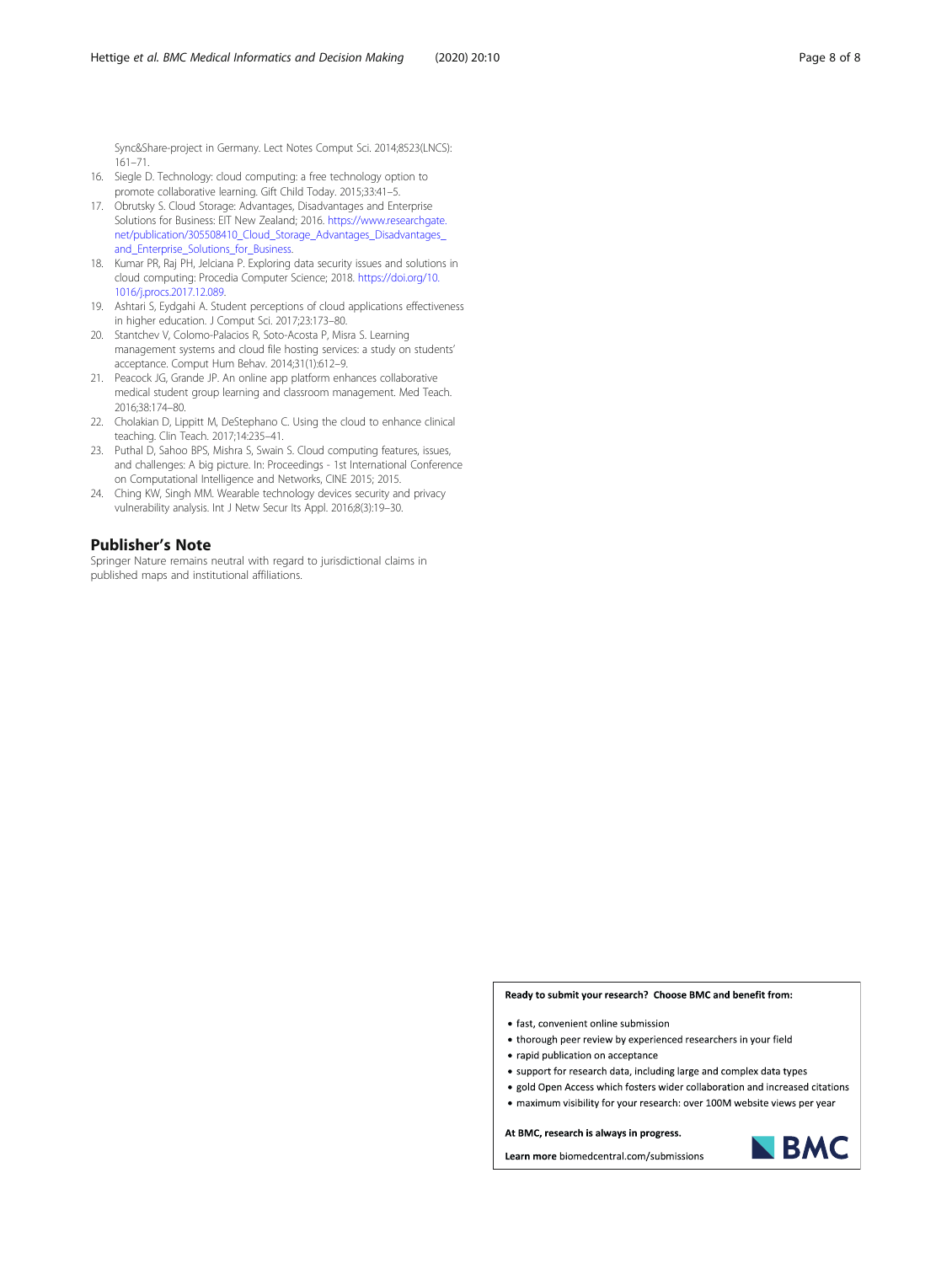Sync&Share-project in Germany. Lect Notes Comput Sci. 2014;8523(LNCS): 161–71.

16. Siegle D. Technology: cloud computing: a free technology option to promote collaborative learning. Gift Child Today. 2015;33:41–5.
17. Obrutsky S. Cloud Storage: Advantages, Disadvantages and Enterprise Solutions for Business: EIT New Zealand; 2016. https://www.researchgate.net/publication/305508410_Cloud_Storage_Advantages_Disadvantages_and_Enterprise_Solutions_for_Business.
18. Kumar PR, Raj PH, Jelciana P. Exploring data security issues and solutions in cloud computing: Procedia Computer Science; 2018. https://doi.org/10.1016/j.procs.2017.12.089.
19. Ashtari S, Eydgahi A. Student perceptions of cloud applications effectiveness in higher education. J Comput Sci. 2017;23:173–80.
20. Stantchev V, Colomo-Palacios R, Soto-Acosta P, Misra S. Learning management systems and cloud file hosting services: a study on students' acceptance. Comput Hum Behav. 2014;31(1):612–9.
21. Peacock JG, Grande JP. An online app platform enhances collaborative medical student group learning and classroom management. Med Teach. 2016;38:174–80.
22. Cholakian D, Lippitt M, DeStephano C. Using the cloud to enhance clinical teaching. Clin Teach. 2017;14:235–41.
23. Puthal D, Sahoo BPS, Mishra S, Swain S. Cloud computing features, issues, and challenges: A big picture. In: Proceedings - 1st International Conference on Computational Intelligence and Networks, CINE 2015; 2015.
24. Ching KW, Singh MM. Wearable technology devices security and privacy vulnerability analysis. Int J Netw Secur Its Appl. 2016;8(3):19–30.

## Publisher's Note

Springer Nature remains neutral with regard to jurisdictional claims in published maps and institutional affiliations.

**Ready to submit your research? Choose BMC and benefit from:**

- fast, convenient online submission
- thorough peer review by experienced researchers in your field
- rapid publication on acceptance
- support for research data, including large and complex data types
- gold Open Access which fosters wider collaboration and increased citations
- maximum visibility for your research: over 100M website views per year

**At BMC, research is always in progress.**

**Learn more** biomedcentral.com/submissions